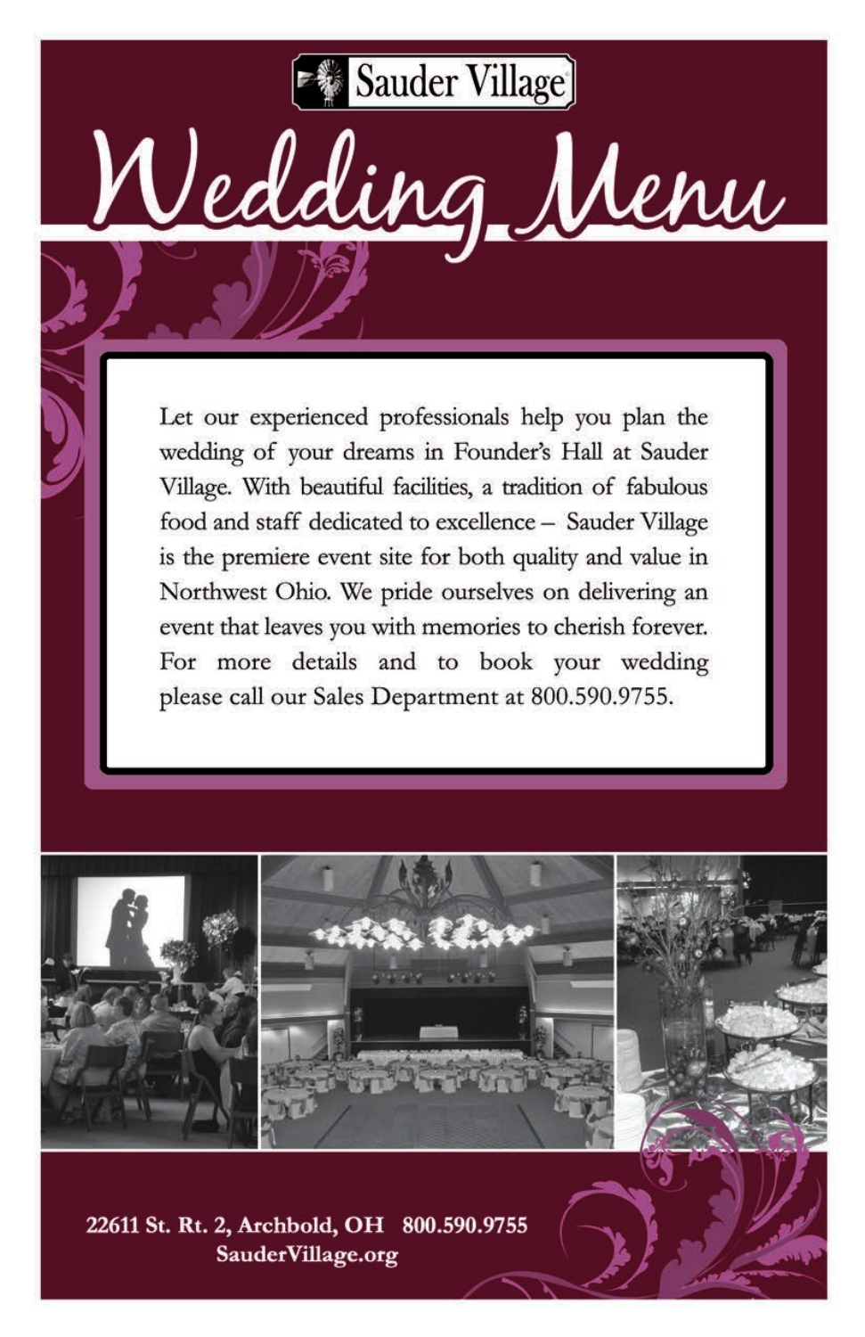Sauder Village

# Wedding Menu

Let our experienced professionals help you plan the wedding of your dreams in Founder's Hall at Sauder Village. With beautiful facilities, a tradition of fabulous food and staff dedicated to excellence – Sauder Village is the premiere event site for both quality and value in Northwest Ohio. We pride ourselves on delivering an event that leaves you with memories to cherish forever. For more details and to book your wedding please call our Sales Department at 800.590.9755.

**22611 St. Rt. 2, Archbold, OH 800.590.9755**
**SauderVillage.org**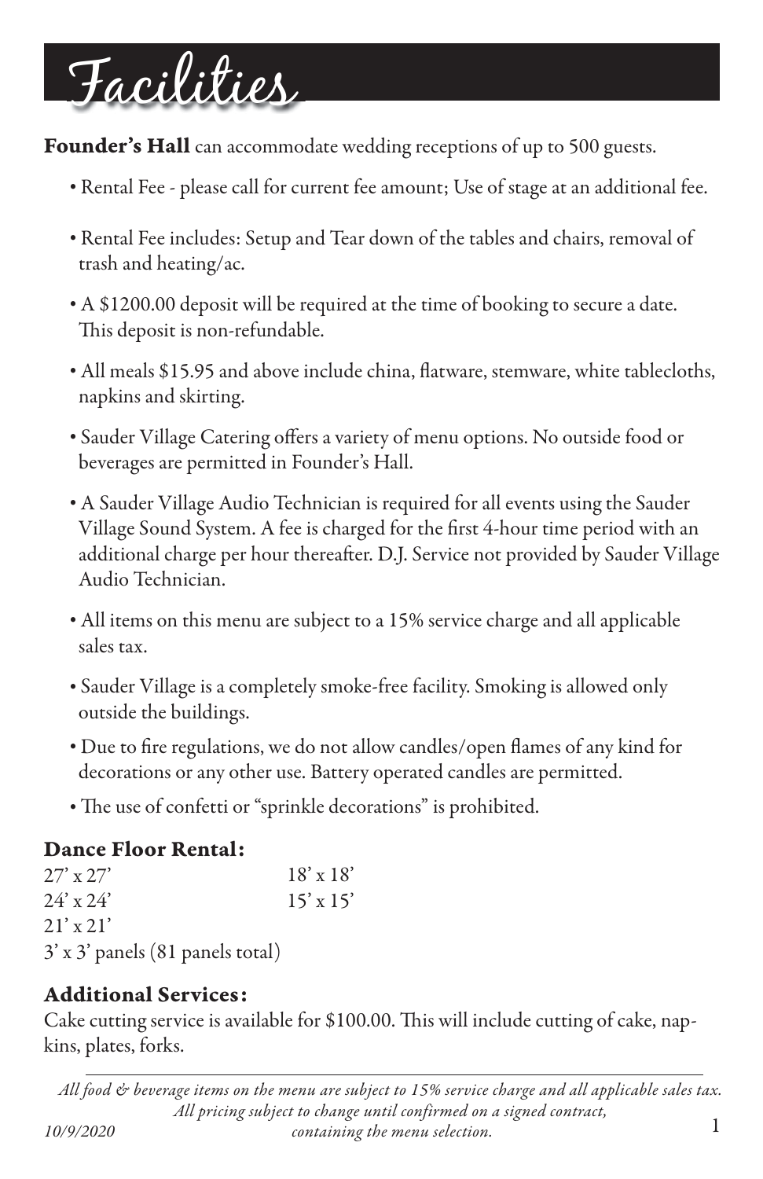# Facilities

**Founder's Hall** can accommodate wedding receptions of up to 500 guests.

- Rental Fee - please call for current fee amount; Use of stage at an additional fee.
- Rental Fee includes: Setup and Tear down of the tables and chairs, removal of trash and heating/ac.
- A $1200.00 deposit will be required at the time of booking to secure a date. This deposit is non-refundable.
- All meals $15.95 and above include china, flatware, stemware, white tablecloths, napkins and skirting.
- Sauder Village Catering offers a variety of menu options. No outside food or beverages are permitted in Founder's Hall.
- A Sauder Village Audio Technician is required for all events using the Sauder Village Sound System. A fee is charged for the first 4-hour time period with an additional charge per hour thereafter. D.J. Service not provided by Sauder Village Audio Technician.
- All items on this menu are subject to a 15% service charge and all applicable sales tax.
- Sauder Village is a completely smoke-free facility. Smoking is allowed only outside the buildings.
- Due to fire regulations, we do not allow candles/open flames of any kind for decorations or any other use. Battery operated candles are permitted.
- The use of confetti or "sprinkle decorations" is prohibited.

## Dance Floor Rental:

27' x 27'
24' x 24'
21' x 21'
18' x 18'
15' x 15'
3' x 3' panels (81 panels total)

## Additional Services:

Cake cutting service is available for $100.00. This will include cutting of cake, napkins, plates, forks.

*All food & beverage items on the menu are subject to 15% service charge and all applicable sales tax. All pricing subject to change until confirmed on a signed contract, containing the menu selection.*

*10/9/2020*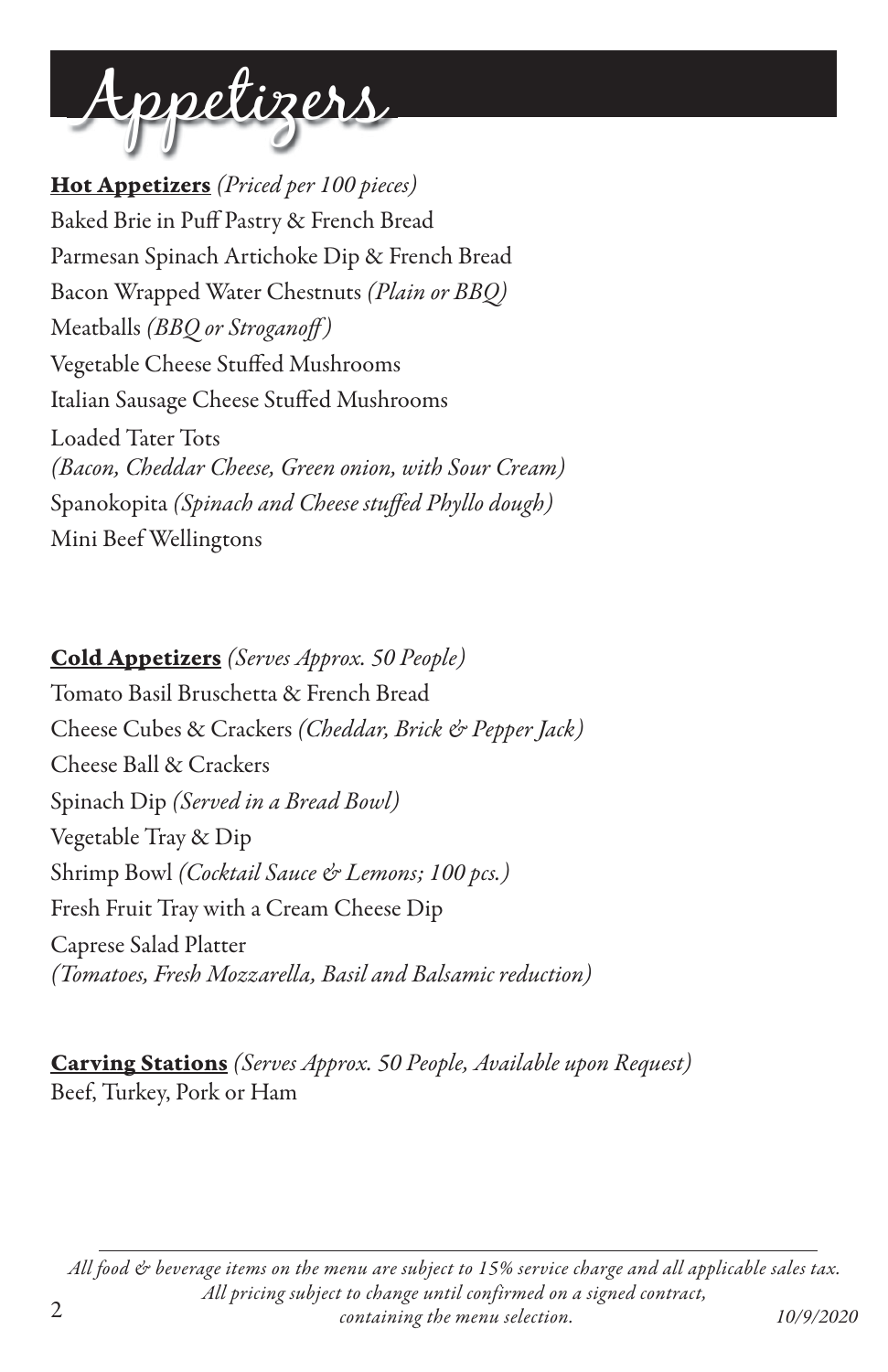# Appetizers

**Hot Appetizers** *(Priced per 100 pieces)*

Baked Brie in Puff Pastry & French Bread
Parmesan Spinach Artichoke Dip & French Bread
Bacon Wrapped Water Chestnuts *(Plain or BBQ)*
Meatballs *(BBQ or Stroganoff)*
Vegetable Cheese Stuffed Mushrooms
Italian Sausage Cheese Stuffed Mushrooms
Loaded Tater Tots
*(Bacon, Cheddar Cheese, Green onion, with Sour Cream)*
Spanokopita *(Spinach and Cheese stuffed Phyllo dough)*
Mini Beef Wellingtons

**Cold Appetizers** *(Serves Approx. 50 People)*

Tomato Basil Bruschetta & French Bread
Cheese Cubes & Crackers *(Cheddar, Brick & Pepper Jack)*
Cheese Ball & Crackers
Spinach Dip *(Served in a Bread Bowl)*
Vegetable Tray & Dip
Shrimp Bowl *(Cocktail Sauce & Lemons; 100 pcs.)*
Fresh Fruit Tray with a Cream Cheese Dip
Caprese Salad Platter
*(Tomatoes, Fresh Mozzarella, Basil and Balsamic reduction)*

**Carving Stations** *(Serves Approx. 50 People, Available upon Request)*

Beef, Turkey, Pork or Ham

*All food & beverage items on the menu are subject to 15% service charge and all applicable sales tax. All pricing subject to change until confirmed on a signed contract, containing the menu selection.* *10/9/2020*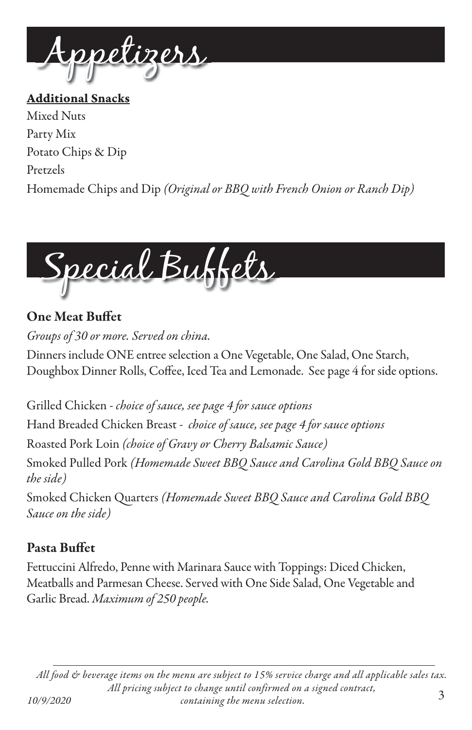# Appetizers

**Additional Snacks**

Mixed Nuts

Party Mix

Potato Chips & Dip

Pretzels

Homemade Chips and Dip *(Original or BBQ with French Onion or Ranch Dip)*

# Special Buffets

### One Meat Buffet

*Groups of 30 or more. Served on china.*

Dinners include ONE entree selection a One Vegetable, One Salad, One Starch, Doughbox Dinner Rolls, Coffee, Iced Tea and Lemonade. See page 4 for side options.

Grilled Chicken - *choice of sauce, see page 4 for sauce options*

Hand Breaded Chicken Breast - *choice of sauce, see page 4 for sauce options*

Roasted Pork Loin *(choice of Gravy or Cherry Balsamic Sauce)*

Smoked Pulled Pork *(Homemade Sweet BBQ Sauce and Carolina Gold BBQ Sauce on the side)*

Smoked Chicken Quarters *(Homemade Sweet BBQ Sauce and Carolina Gold BBQ Sauce on the side)*

### Pasta Buffet

Fettuccini Alfredo, Penne with Marinara Sauce with Toppings: Diced Chicken, Meatballs and Parmesan Cheese. Served with One Side Salad, One Vegetable and Garlic Bread. *Maximum of 250 people.*

*All food & beverage items on the menu are subject to 15% service charge and all applicable sales tax. All pricing subject to change until confirmed on a signed contract, containing the menu selection.*

*10/9/2020*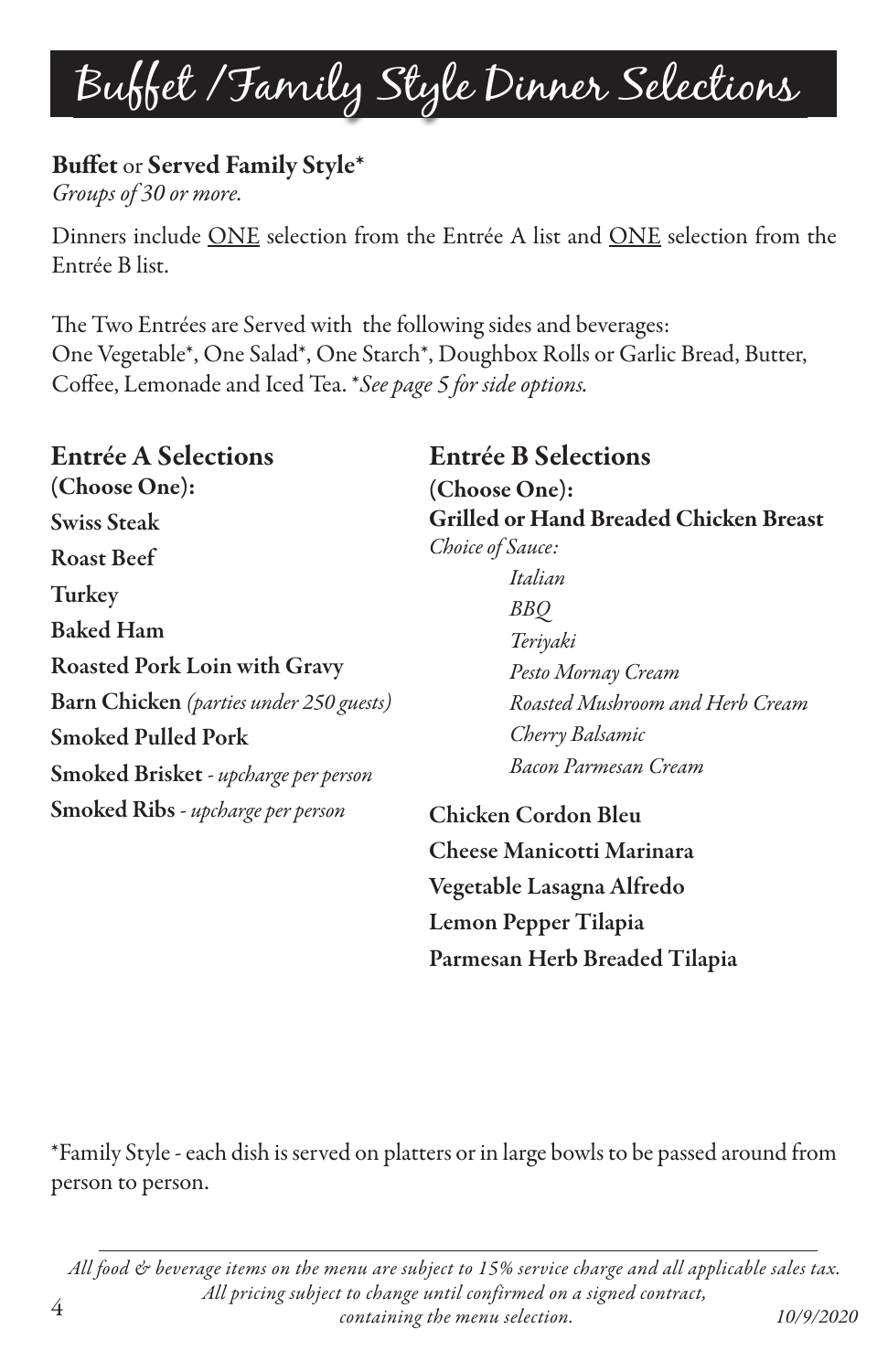# Buffet / Family Style Dinner Selections

**Buffet** or **Served Family Style***
*Groups of 30 or more.*

Dinners include ONE selection from the Entrée A list and ONE selection from the Entrée B list.

The Two Entrées are Served with the following sides and beverages:
One Vegetable*, One Salad*, One Starch*, Doughbox Rolls or Garlic Bread, Butter, Coffee, Lemonade and Iced Tea. **See page 5 for side options.*

## Entrée A Selections

**(Choose One):**

**Swiss Steak**

**Roast Beef**

**Turkey**

**Baked Ham**

**Roasted Pork Loin with Gravy**

**Barn Chicken** *(parties under 250 guests)*

**Smoked Pulled Pork**

**Smoked Brisket** *- upcharge per person*

**Smoked Ribs** *- upcharge per person*

## Entrée B Selections

**(Choose One):**

**Grilled or Hand Breaded Chicken Breast**
*Choice of Sauce:*
- *Italian*
- *BBQ*
- *Teriyaki*
- *Pesto Mornay Cream*
- *Roasted Mushroom and Herb Cream*
- *Cherry Balsamic*
- *Bacon Parmesan Cream*

**Chicken Cordon Bleu**

**Cheese Manicotti Marinara**

**Vegetable Lasagna Alfredo**

**Lemon Pepper Tilapia**

**Parmesan Herb Breaded Tilapia**

*Family Style - each dish is served on platters or in large bowls to be passed around from person to person.

*All food & beverage items on the menu are subject to 15% service charge and all applicable sales tax. All pricing subject to change until confirmed on a signed contract, containing the menu selection.*

*10/9/2020*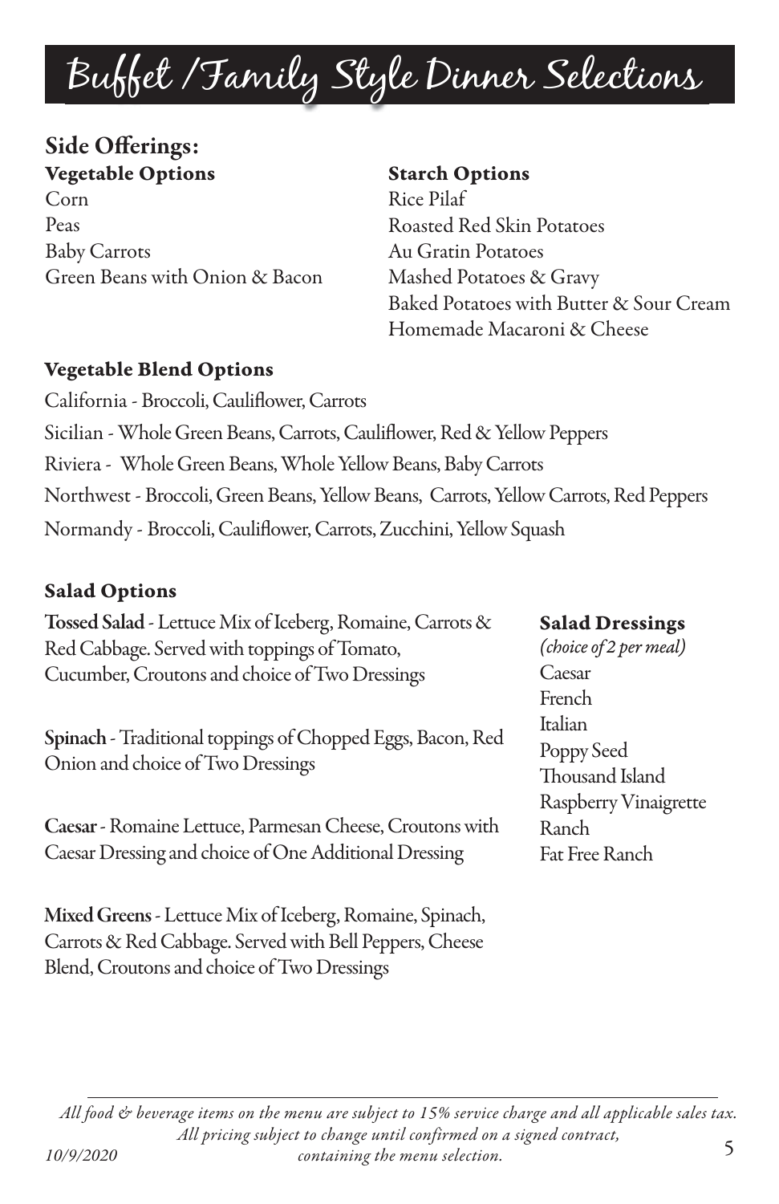# Buffet /Family Style Dinner Selections

## Side Offerings:

### Vegetable Options

Corn
Peas
Baby Carrots
Green Beans with Onion & Bacon

### Starch Options

Rice Pilaf
Roasted Red Skin Potatoes
Au Gratin Potatoes
Mashed Potatoes & Gravy
Baked Potatoes with Butter & Sour Cream
Homemade Macaroni & Cheese

### Vegetable Blend Options

California - Broccoli, Cauliflower, Carrots
Sicilian - Whole Green Beans, Carrots, Cauliflower, Red & Yellow Peppers
Riviera - Whole Green Beans, Whole Yellow Beans, Baby Carrots
Northwest - Broccoli, Green Beans, Yellow Beans, Carrots, Yellow Carrots, Red Peppers
Normandy - Broccoli, Cauliflower, Carrots, Zucchini, Yellow Squash

### Salad Options

**Tossed Salad** - Lettuce Mix of Iceberg, Romaine, Carrots & Red Cabbage. Served with toppings of Tomato, Cucumber, Croutons and choice of Two Dressings

**Spinach** - Traditional toppings of Chopped Eggs, Bacon, Red Onion and choice of Two Dressings

**Caesar** - Romaine Lettuce, Parmesan Cheese, Croutons with Caesar Dressing and choice of One Additional Dressing

**Mixed Greens** - Lettuce Mix of Iceberg, Romaine, Spinach, Carrots & Red Cabbage. Served with Bell Peppers, Cheese Blend, Croutons and choice of Two Dressings

### Salad Dressings

*(choice of 2 per meal)*

Caesar
French
Italian
Poppy Seed
Thousand Island
Raspberry Vinaigrette
Ranch
Fat Free Ranch

*All food & beverage items on the menu are subject to 15% service charge and all applicable sales tax. All pricing subject to change until confirmed on a signed contract, containing the menu selection.*

*10/9/2020*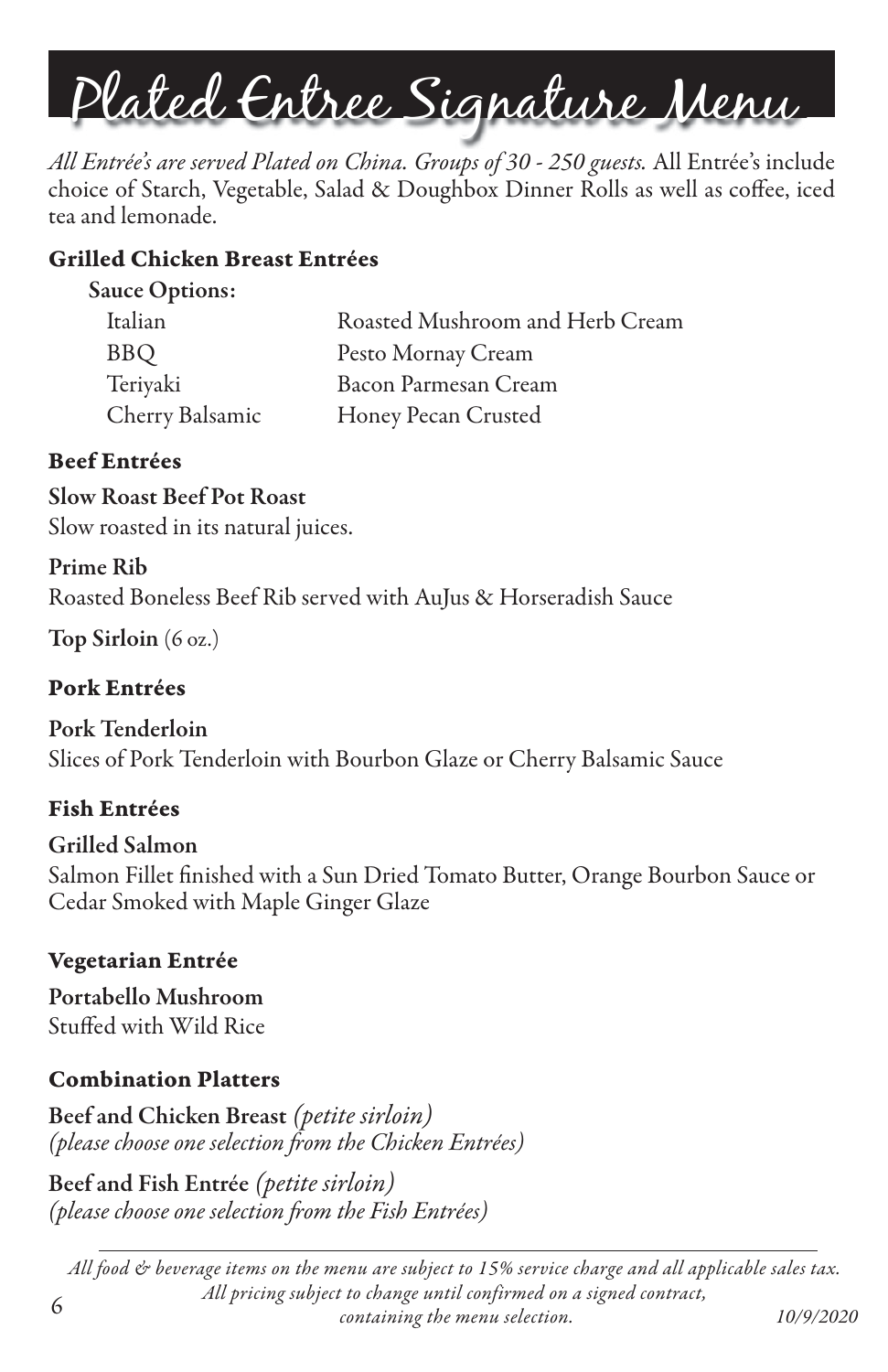# Plated Entree Signature Menu

*All Entrée's are served Plated on China. Groups of 30 - 250 guests.* All Entrée's include choice of Starch, Vegetable, Salad & Doughbox Dinner Rolls as well as coffee, iced tea and lemonade.

## Grilled Chicken Breast Entrées

**Sauce Options:**

| | |
|---|---|
| Italian | Roasted Mushroom and Herb Cream |
| BBQ | Pesto Mornay Cream |
| Teriyaki | Bacon Parmesan Cream |
| Cherry Balsamic | Honey Pecan Crusted |

## Beef Entrées

**Slow Roast Beef Pot Roast**
Slow roasted in its natural juices.

**Prime Rib**
Roasted Boneless Beef Rib served with AuJus & Horseradish Sauce

**Top Sirloin** (6 oz.)

## Pork Entrées

**Pork Tenderloin**
Slices of Pork Tenderloin with Bourbon Glaze or Cherry Balsamic Sauce

## Fish Entrées

**Grilled Salmon**
Salmon Fillet finished with a Sun Dried Tomato Butter, Orange Bourbon Sauce or Cedar Smoked with Maple Ginger Glaze

## Vegetarian Entrée

**Portabello Mushroom**
Stuffed with Wild Rice

## Combination Platters

**Beef and Chicken Breast** *(petite sirloin)*
*(please choose one selection from the Chicken Entrées)*

**Beef and Fish Entrée** *(petite sirloin)*
*(please choose one selection from the Fish Entrées)*

---

*All food & beverage items on the menu are subject to 15% service charge and all applicable sales tax. All pricing subject to change until confirmed on a signed contract, containing the menu selection.*

*10/9/2020*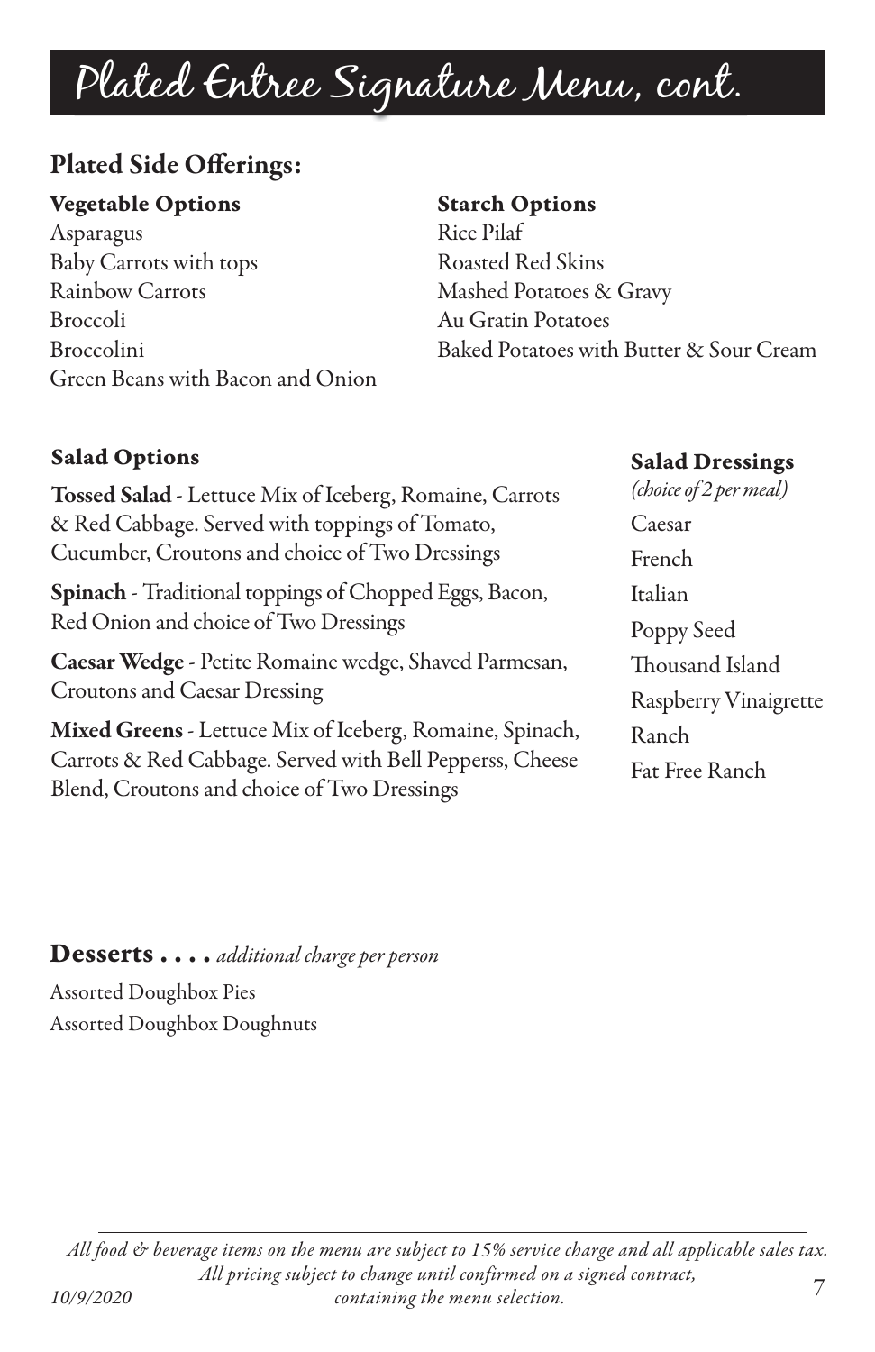# Plated Entree Signature Menu, cont.

## Plated Side Offerings:

### Vegetable Options

Asparagus
Baby Carrots with tops
Rainbow Carrots
Broccoli
Broccolini
Green Beans with Bacon and Onion

### Starch Options

Rice Pilaf
Roasted Red Skins
Mashed Potatoes & Gravy
Au Gratin Potatoes
Baked Potatoes with Butter & Sour Cream

### Salad Options

**Tossed Salad** - Lettuce Mix of Iceberg, Romaine, Carrots & Red Cabbage. Served with toppings of Tomato, Cucumber, Croutons and choice of Two Dressings

**Spinach** - Traditional toppings of Chopped Eggs, Bacon, Red Onion and choice of Two Dressings

**Caesar Wedge** - Petite Romaine wedge, Shaved Parmesan, Croutons and Caesar Dressing

**Mixed Greens** - Lettuce Mix of Iceberg, Romaine, Spinach, Carrots & Red Cabbage. Served with Bell Pepperss, Cheese Blend, Croutons and choice of Two Dressings

### Salad Dressings

*(choice of 2 per meal)*

Caesar
French
Italian
Poppy Seed
Thousand Island
Raspberry Vinaigrette
Ranch
Fat Free Ranch

### Desserts . . . . *additional charge per person*

Assorted Doughbox Pies
Assorted Doughbox Doughnuts

*All food & beverage items on the menu are subject to 15% service charge and all applicable sales tax. All pricing subject to change until confirmed on a signed contract, containing the menu selection.*

*10/9/2020*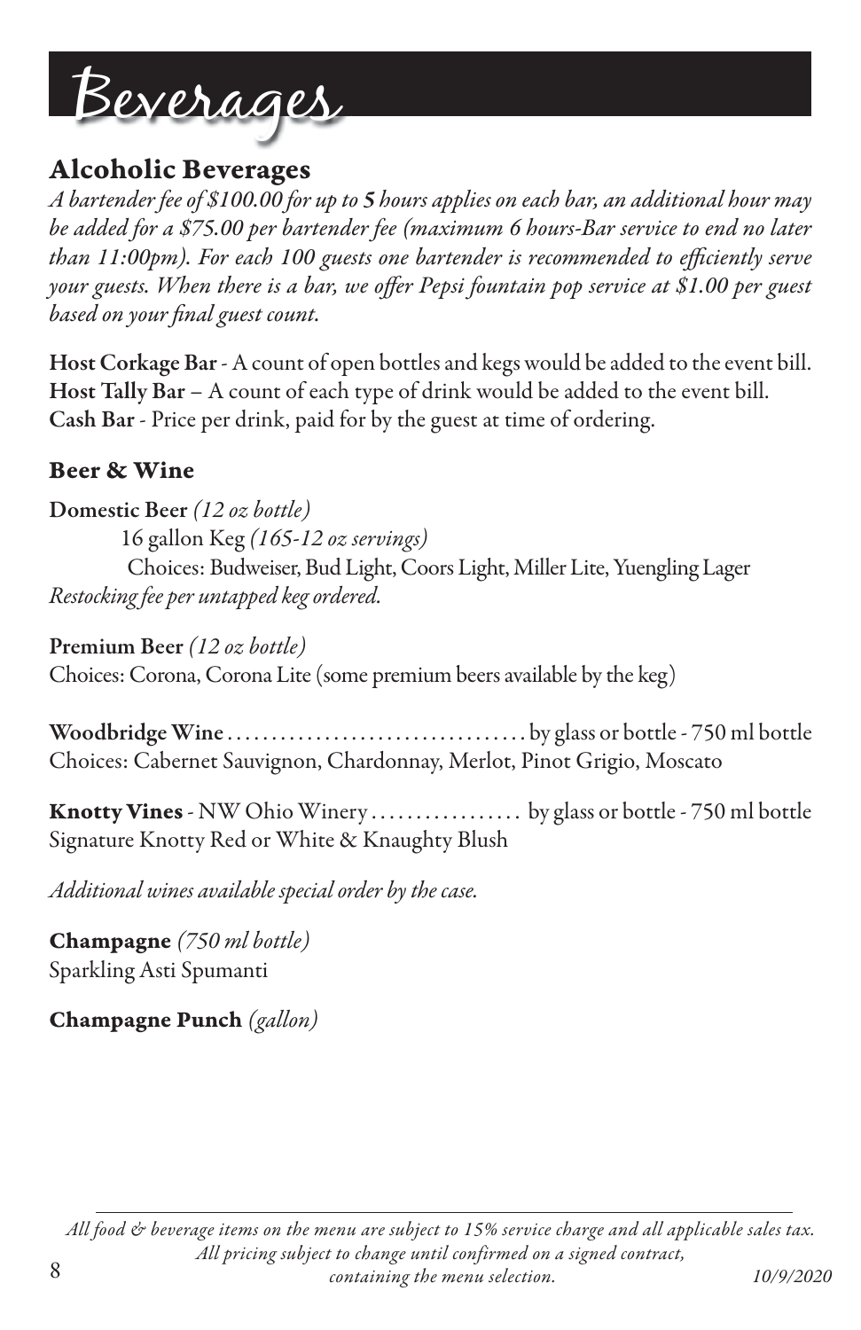# Beverages

## Alcoholic Beverages

*A bartender fee of $100.00 for up to **5** hours applies on each bar, an additional hour may be added for a $75.00 per bartender fee (maximum 6 hours-Bar service to end no later than 11:00pm). For each 100 guests one bartender is recommended to efficiently serve your guests. When there is a bar, we offer Pepsi fountain pop service at $1.00 per guest based on your final guest count.*

**Host Corkage Bar** - A count of open bottles and kegs would be added to the event bill.
**Host Tally Bar** – A count of each type of drink would be added to the event bill.
**Cash Bar** - Price per drink, paid for by the guest at time of ordering.

### Beer & Wine

**Domestic Beer** *(12 oz bottle)*
16 gallon Keg *(165-12 oz servings)*
Choices: Budweiser, Bud Light, Coors Light, Miller Lite, Yuengling Lager
*Restocking fee per untapped keg ordered.*

**Premium Beer** *(12 oz bottle)*
Choices: Corona, Corona Lite (some premium beers available by the keg)

**Woodbridge Wine** .................................. by glass or bottle - 750 ml bottle
Choices: Cabernet Sauvignon, Chardonnay, Merlot, Pinot Grigio, Moscato

**Knotty Vines** - NW Ohio Winery ................. by glass or bottle - 750 ml bottle
Signature Knotty Red or White & Knaughty Blush

*Additional wines available special order by the case.*

**Champagne** *(750 ml bottle)*
Sparkling Asti Spumanti

**Champagne Punch** *(gallon)*

*All food & beverage items on the menu are subject to 15% service charge and all applicable sales tax.*
*All pricing subject to change until confirmed on a signed contract, containing the menu selection.*
*10/9/2020*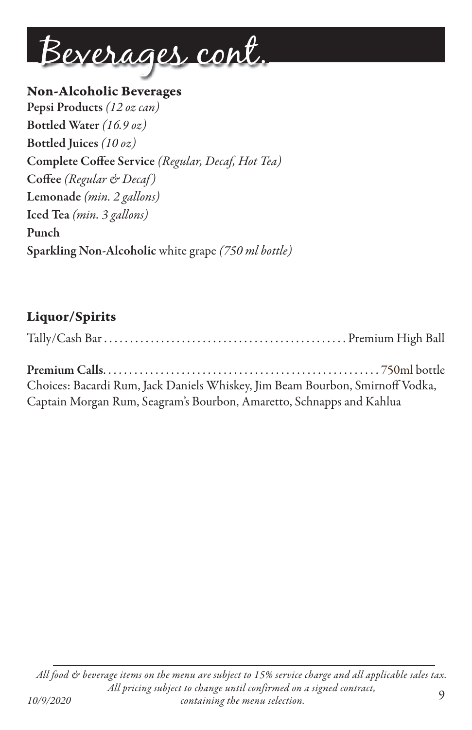# Beverages cont.

## Non-Alcoholic Beverages

**Pepsi Products** *(12 oz can)*
**Bottled Water** *(16.9 oz)*
**Bottled Juices** *(10 oz)*
**Complete Coffee Service** *(Regular, Decaf, Hot Tea)*
**Coffee** *(Regular & Decaf)*
**Lemonade** *(min. 2 gallons)*
**Iced Tea** *(min. 3 gallons)*
**Punch**
**Sparkling Non-Alcoholic** white grape *(750 ml bottle)*

## Liquor/Spirits

Tally/Cash Bar . . . . . . . . . . . . . . . . . . . . . . . . . . . . . . . . . . . . . . . . . . . . . . Premium High Ball

**Premium Calls**. . . . . . . . . . . . . . . . . . . . . . . . . . . . . . . . . . . . . . . . . . . . . . . . . . . 750ml bottle
Choices: Bacardi Rum, Jack Daniels Whiskey, Jim Beam Bourbon, Smirnoff Vodka, Captain Morgan Rum, Seagram's Bourbon, Amaretto, Schnapps and Kahlua

*All food & beverage items on the menu are subject to 15% service charge and all applicable sales tax. All pricing subject to change until confirmed on a signed contract, containing the menu selection.*

*10/9/2020*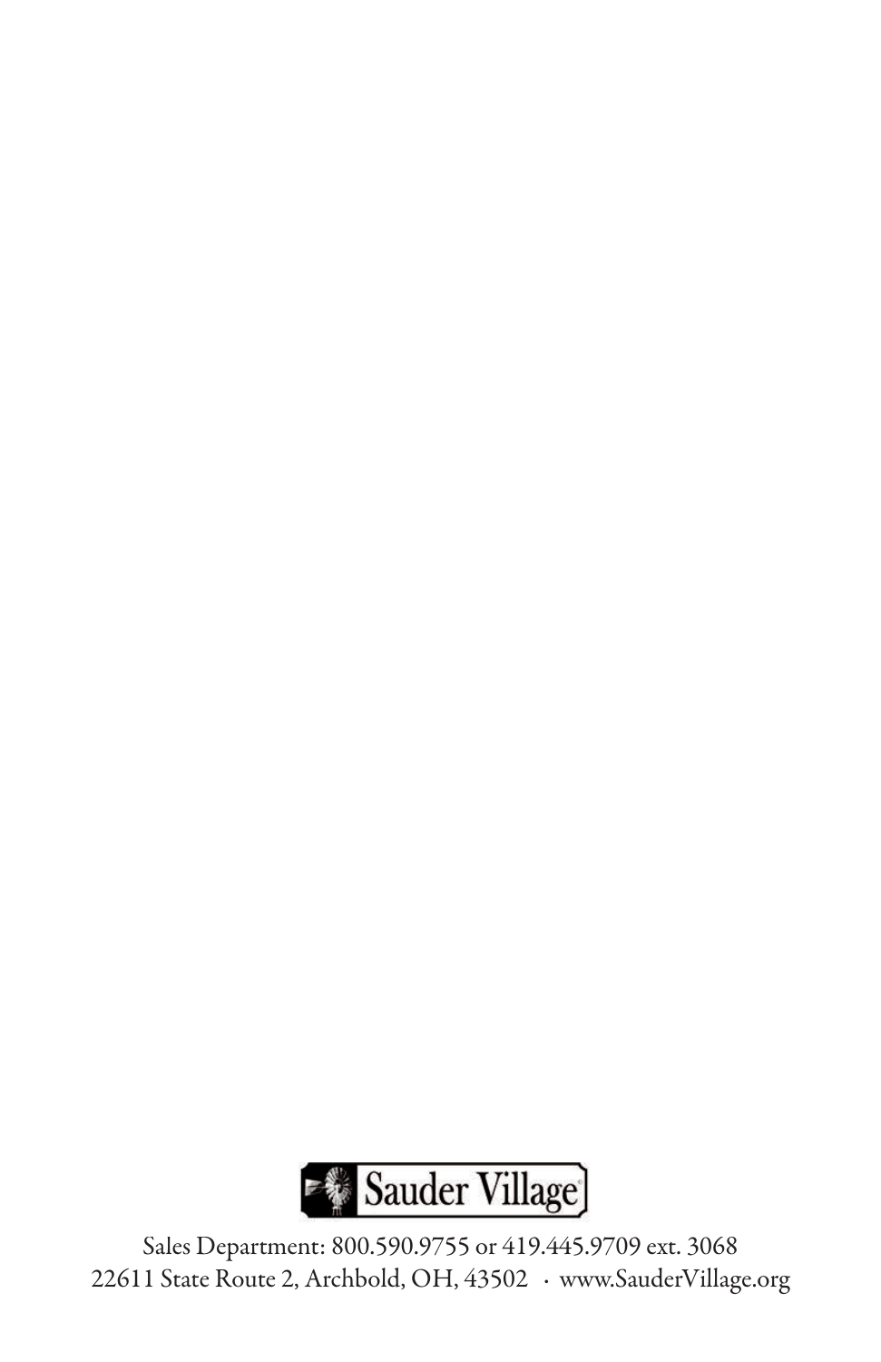Sauder Village

Sales Department: 800.590.9755 or 419.445.9709 ext. 3068
22611 State Route 2, Archbold, OH, 43502 · www.SauderVillage.org